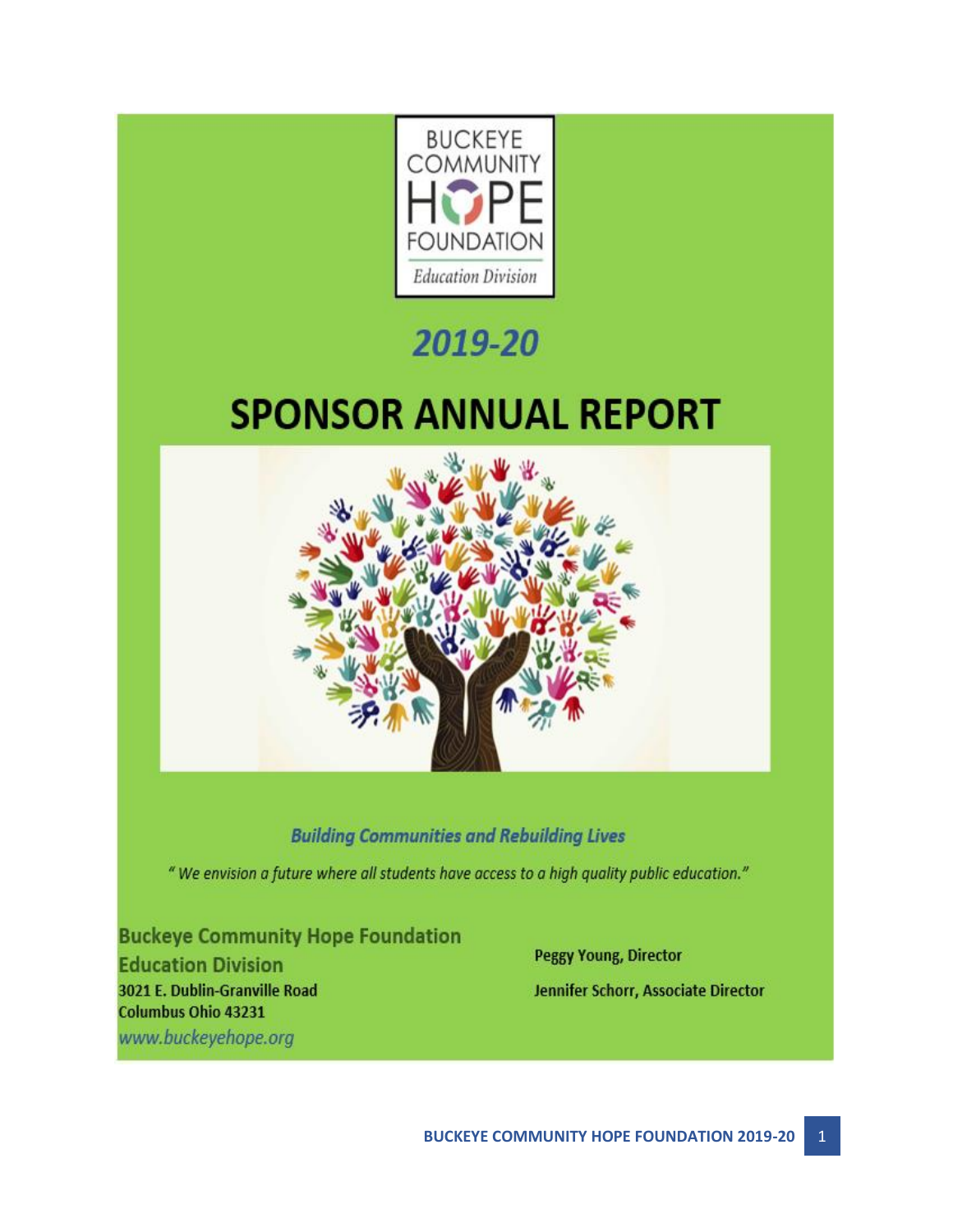BUCKEYE COMMUNITY HOPE FOUNDATION

Education Division

# 2019-20

# SPONSOR ANNUAL REPORT

***Building Communities and Rebuilding Lives***

*" We envision a future where all students have access to a high quality public education."*

**Buckeye Community Hope Foundation**
**Education Division**
**3021 E. Dublin-Granville Road**
**Columbus Ohio 43231**
*www.buckeyehope.org*

**Peggy Young, Director**

**Jennifer Schorr, Associate Director**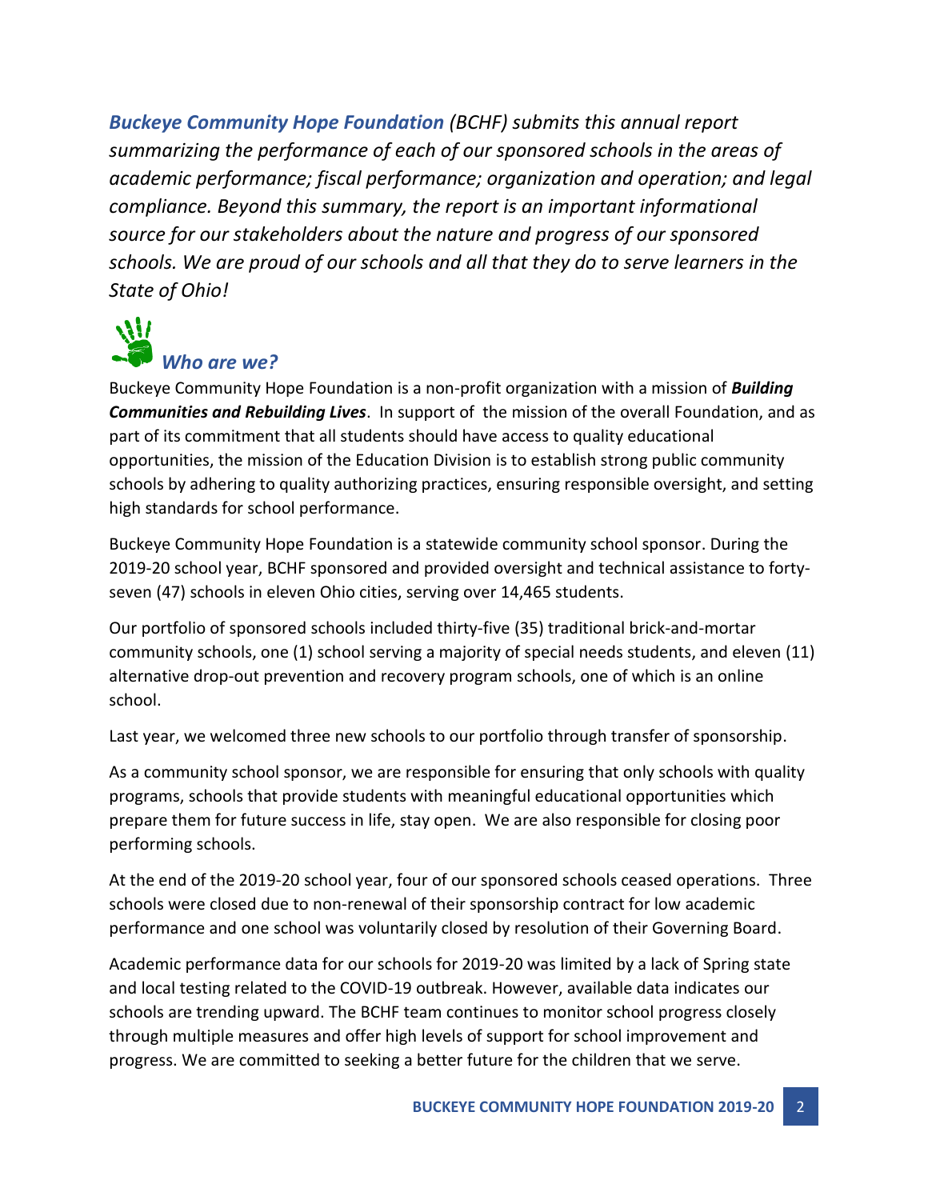***Buckeye Community Hope Foundation** (BCHF) submits this annual report summarizing the performance of each of our sponsored schools in the areas of academic performance; fiscal performance; organization and operation; and legal compliance. Beyond this summary, the report is an important informational source for our stakeholders about the nature and progress of our sponsored schools. We are proud of our schools and all that they do to serve learners in the State of Ohio!*

## *Who are we?*

Buckeye Community Hope Foundation is a non-profit organization with a mission of ***Building Communities and Rebuilding Lives***. In support of the mission of the overall Foundation, and as part of its commitment that all students should have access to quality educational opportunities, the mission of the Education Division is to establish strong public community schools by adhering to quality authorizing practices, ensuring responsible oversight, and setting high standards for school performance.

Buckeye Community Hope Foundation is a statewide community school sponsor. During the 2019-20 school year, BCHF sponsored and provided oversight and technical assistance to forty-seven (47) schools in eleven Ohio cities, serving over 14,465 students.

Our portfolio of sponsored schools included thirty-five (35) traditional brick-and-mortar community schools, one (1) school serving a majority of special needs students, and eleven (11) alternative drop-out prevention and recovery program schools, one of which is an online school.

Last year, we welcomed three new schools to our portfolio through transfer of sponsorship.

As a community school sponsor, we are responsible for ensuring that only schools with quality programs, schools that provide students with meaningful educational opportunities which prepare them for future success in life, stay open. We are also responsible for closing poor performing schools.

At the end of the 2019-20 school year, four of our sponsored schools ceased operations. Three schools were closed due to non-renewal of their sponsorship contract for low academic performance and one school was voluntarily closed by resolution of their Governing Board.

Academic performance data for our schools for 2019-20 was limited by a lack of Spring state and local testing related to the COVID-19 outbreak. However, available data indicates our schools are trending upward. The BCHF team continues to monitor school progress closely through multiple measures and offer high levels of support for school improvement and progress. We are committed to seeking a better future for the children that we serve.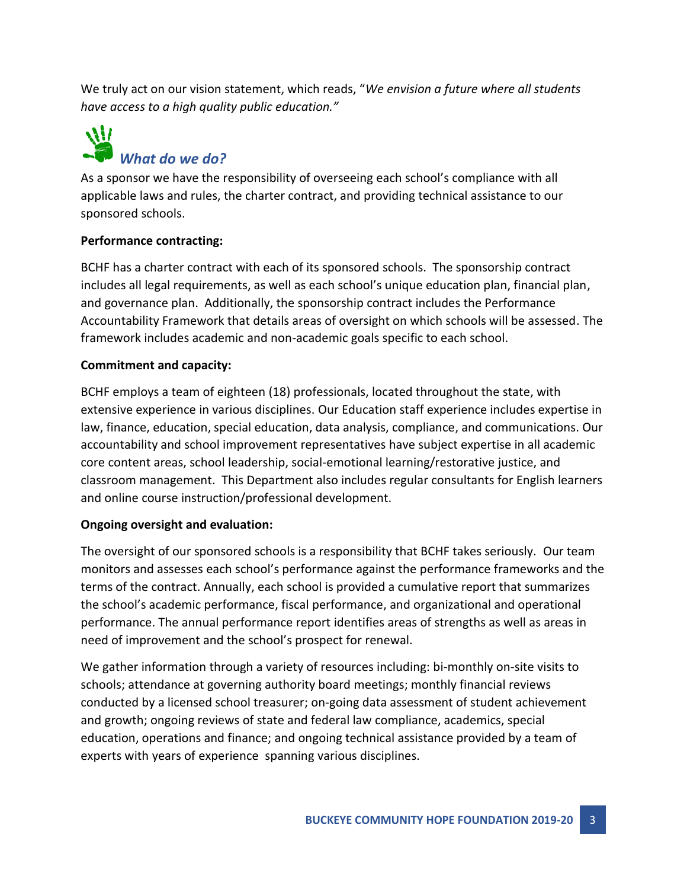We truly act on our vision statement, which reads, "*We envision a future where all students have access to a high quality public education."*

## *What do we do?*

As a sponsor we have the responsibility of overseeing each school's compliance with all applicable laws and rules, the charter contract, and providing technical assistance to our sponsored schools.

**Performance contracting:**

BCHF has a charter contract with each of its sponsored schools. The sponsorship contract includes all legal requirements, as well as each school's unique education plan, financial plan, and governance plan. Additionally, the sponsorship contract includes the Performance Accountability Framework that details areas of oversight on which schools will be assessed. The framework includes academic and non-academic goals specific to each school.

**Commitment and capacity:**

BCHF employs a team of eighteen (18) professionals, located throughout the state, with extensive experience in various disciplines. Our Education staff experience includes expertise in law, finance, education, special education, data analysis, compliance, and communications. Our accountability and school improvement representatives have subject expertise in all academic core content areas, school leadership, social-emotional learning/restorative justice, and classroom management. This Department also includes regular consultants for English learners and online course instruction/professional development.

**Ongoing oversight and evaluation:**

The oversight of our sponsored schools is a responsibility that BCHF takes seriously. Our team monitors and assesses each school's performance against the performance frameworks and the terms of the contract. Annually, each school is provided a cumulative report that summarizes the school's academic performance, fiscal performance, and organizational and operational performance. The annual performance report identifies areas of strengths as well as areas in need of improvement and the school's prospect for renewal.

We gather information through a variety of resources including: bi-monthly on-site visits to schools; attendance at governing authority board meetings; monthly financial reviews conducted by a licensed school treasurer; on-going data assessment of student achievement and growth; ongoing reviews of state and federal law compliance, academics, special education, operations and finance; and ongoing technical assistance provided by a team of experts with years of experience spanning various disciplines.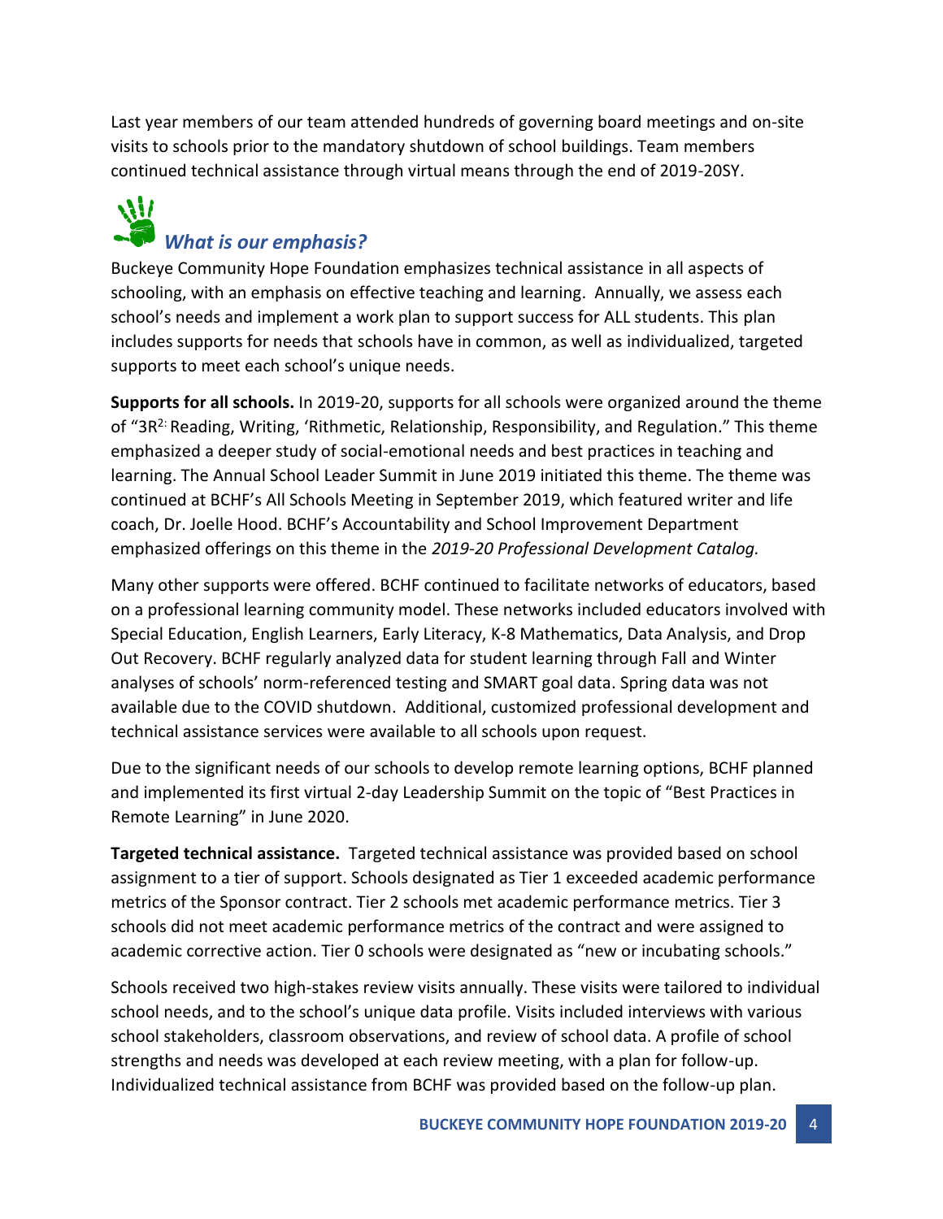Last year members of our team attended hundreds of governing board meetings and on-site visits to schools prior to the mandatory shutdown of school buildings. Team members continued technical assistance through virtual means through the end of 2019-20SY.

## *What is our emphasis?*

Buckeye Community Hope Foundation emphasizes technical assistance in all aspects of schooling, with an emphasis on effective teaching and learning. Annually, we assess each school's needs and implement a work plan to support success for ALL students. This plan includes supports for needs that schools have in common, as well as individualized, targeted supports to meet each school's unique needs.

**Supports for all schools.** In 2019-20, supports for all schools were organized around the theme of "3R$^{2:}$ Reading, Writing, 'Rithmetic, Relationship, Responsibility, and Regulation." This theme emphasized a deeper study of social-emotional needs and best practices in teaching and learning. The Annual School Leader Summit in June 2019 initiated this theme. The theme was continued at BCHF's All Schools Meeting in September 2019, which featured writer and life coach, Dr. Joelle Hood. BCHF's Accountability and School Improvement Department emphasized offerings on this theme in the *2019-20 Professional Development Catalog.*

Many other supports were offered. BCHF continued to facilitate networks of educators, based on a professional learning community model. These networks included educators involved with Special Education, English Learners, Early Literacy, K-8 Mathematics, Data Analysis, and Drop Out Recovery. BCHF regularly analyzed data for student learning through Fall and Winter analyses of schools' norm-referenced testing and SMART goal data. Spring data was not available due to the COVID shutdown. Additional, customized professional development and technical assistance services were available to all schools upon request.

Due to the significant needs of our schools to develop remote learning options, BCHF planned and implemented its first virtual 2-day Leadership Summit on the topic of "Best Practices in Remote Learning" in June 2020.

**Targeted technical assistance.** Targeted technical assistance was provided based on school assignment to a tier of support. Schools designated as Tier 1 exceeded academic performance metrics of the Sponsor contract. Tier 2 schools met academic performance metrics. Tier 3 schools did not meet academic performance metrics of the contract and were assigned to academic corrective action. Tier 0 schools were designated as "new or incubating schools."

Schools received two high-stakes review visits annually. These visits were tailored to individual school needs, and to the school's unique data profile. Visits included interviews with various school stakeholders, classroom observations, and review of school data. A profile of school strengths and needs was developed at each review meeting, with a plan for follow-up. Individualized technical assistance from BCHF was provided based on the follow-up plan.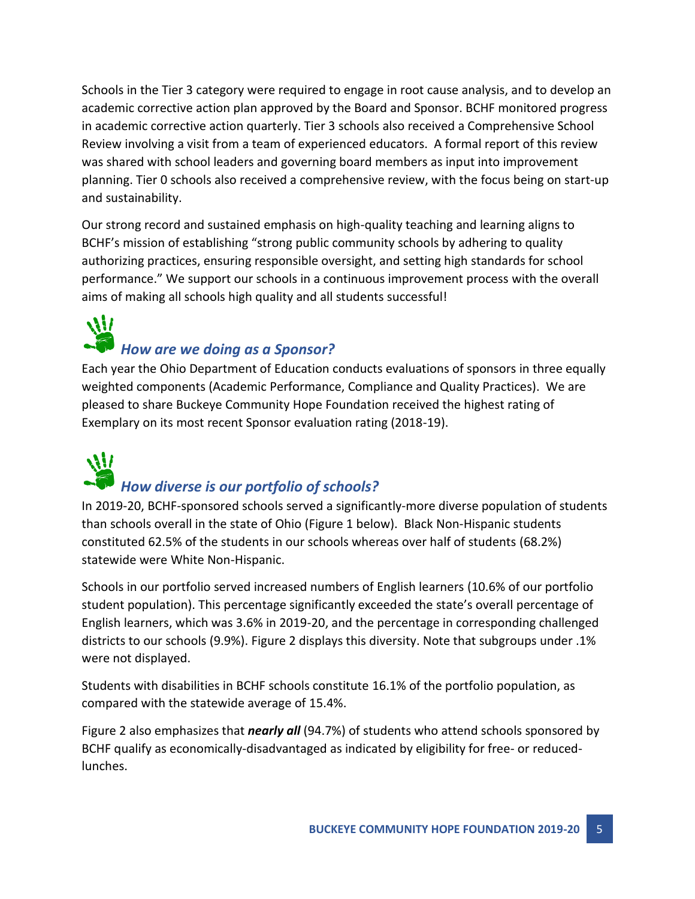Schools in the Tier 3 category were required to engage in root cause analysis, and to develop an academic corrective action plan approved by the Board and Sponsor. BCHF monitored progress in academic corrective action quarterly. Tier 3 schools also received a Comprehensive School Review involving a visit from a team of experienced educators. A formal report of this review was shared with school leaders and governing board members as input into improvement planning. Tier 0 schools also received a comprehensive review, with the focus being on start-up and sustainability.

Our strong record and sustained emphasis on high-quality teaching and learning aligns to BCHF's mission of establishing "strong public community schools by adhering to quality authorizing practices, ensuring responsible oversight, and setting high standards for school performance." We support our schools in a continuous improvement process with the overall aims of making all schools high quality and all students successful!

## *How are we doing as a Sponsor?*

Each year the Ohio Department of Education conducts evaluations of sponsors in three equally weighted components (Academic Performance, Compliance and Quality Practices). We are pleased to share Buckeye Community Hope Foundation received the highest rating of Exemplary on its most recent Sponsor evaluation rating (2018-19).

## *How diverse is our portfolio of schools?*

In 2019-20, BCHF-sponsored schools served a significantly-more diverse population of students than schools overall in the state of Ohio (Figure 1 below). Black Non-Hispanic students constituted 62.5% of the students in our schools whereas over half of students (68.2%) statewide were White Non-Hispanic.

Schools in our portfolio served increased numbers of English learners (10.6% of our portfolio student population). This percentage significantly exceeded the state's overall percentage of English learners, which was 3.6% in 2019-20, and the percentage in corresponding challenged districts to our schools (9.9%). Figure 2 displays this diversity. Note that subgroups under .1% were not displayed.

Students with disabilities in BCHF schools constitute 16.1% of the portfolio population, as compared with the statewide average of 15.4%.

Figure 2 also emphasizes that ***nearly all*** (94.7%) of students who attend schools sponsored by BCHF qualify as economically-disadvantaged as indicated by eligibility for free- or reduced-lunches.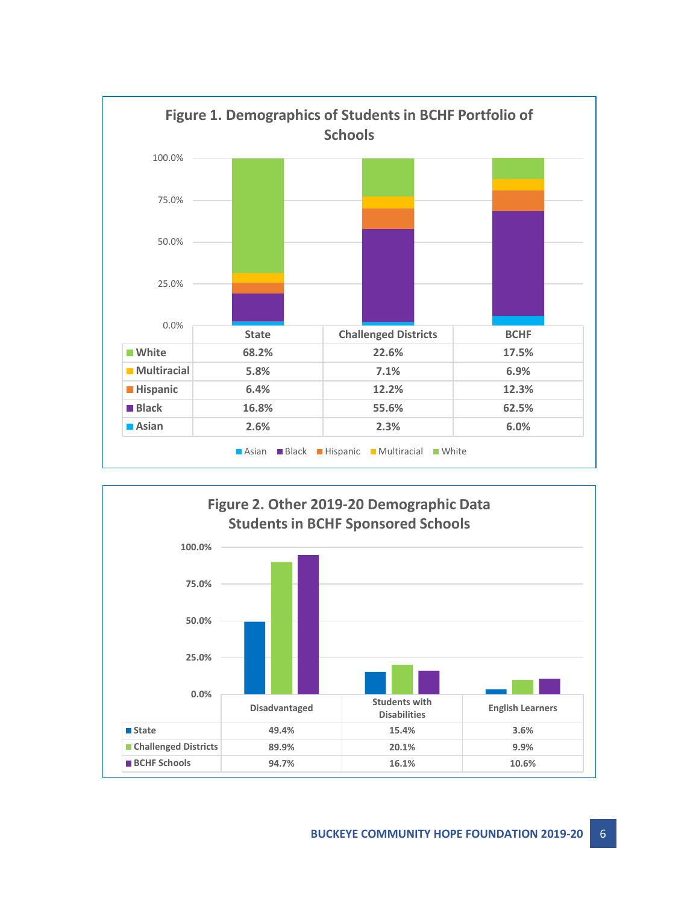**Figure 1. Demographics of Students in BCHF Portfolio of Schools**

| | State | Challenged Districts | BCHF |
|---|---|---|---|
| White | 68.2% | 22.6% | 17.5% |
| Multiracial | 5.8% | 7.1% | 6.9% |
| Hispanic | 6.4% | 12.2% | 12.3% |
| Black | 16.8% | 55.6% | 62.5% |
| Asian | 2.6% | 2.3% | 6.0% |

**Figure 2. Other 2019-20 Demographic Data Students in BCHF Sponsored Schools**

| | Disadvantaged | Students with Disabilities | English Learners |
|---|---|---|---|
| State | 49.4% | 15.4% | 3.6% |
| Challenged Districts | 89.9% | 20.1% | 9.9% |
| BCHF Schools | 94.7% | 16.1% | 10.6% |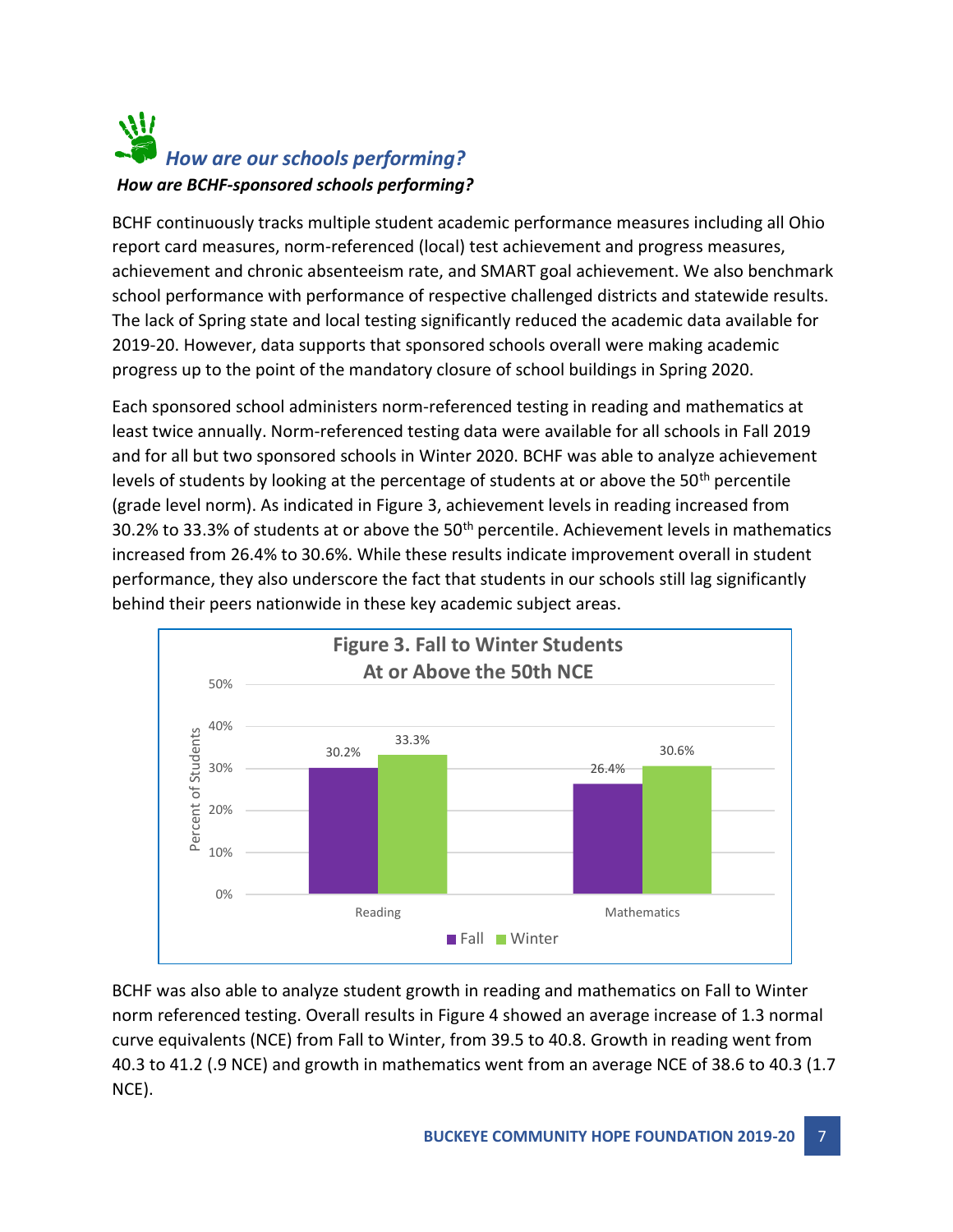## *How are our schools performing?*

***How are BCHF-sponsored schools performing?***

BCHF continuously tracks multiple student academic performance measures including all Ohio report card measures, norm-referenced (local) test achievement and progress measures, achievement and chronic absenteeism rate, and SMART goal achievement. We also benchmark school performance with performance of respective challenged districts and statewide results. The lack of Spring state and local testing significantly reduced the academic data available for 2019-20. However, data supports that sponsored schools overall were making academic progress up to the point of the mandatory closure of school buildings in Spring 2020.

Each sponsored school administers norm-referenced testing in reading and mathematics at least twice annually. Norm-referenced testing data were available for all schools in Fall 2019 and for all but two sponsored schools in Winter 2020. BCHF was able to analyze achievement levels of students by looking at the percentage of students at or above the 50th percentile (grade level norm). As indicated in Figure 3, achievement levels in reading increased from 30.2% to 33.3% of students at or above the 50th percentile. Achievement levels in mathematics increased from 26.4% to 30.6%. While these results indicate improvement overall in student performance, they also underscore the fact that students in our schools still lag significantly behind their peers nationwide in these key academic subject areas.

**Figure 3. Fall to Winter Students At or Above the 50th NCE**

| Subject | Fall | Winter |
|---|---|---|
| Reading | 30.2% | 33.3% |
| Mathematics | 26.4% | 30.6% |

BCHF was also able to analyze student growth in reading and mathematics on Fall to Winter norm referenced testing. Overall results in Figure 4 showed an average increase of 1.3 normal curve equivalents (NCE) from Fall to Winter, from 39.5 to 40.8. Growth in reading went from 40.3 to 41.2 (.9 NCE) and growth in mathematics went from an average NCE of 38.6 to 40.3 (1.7 NCE).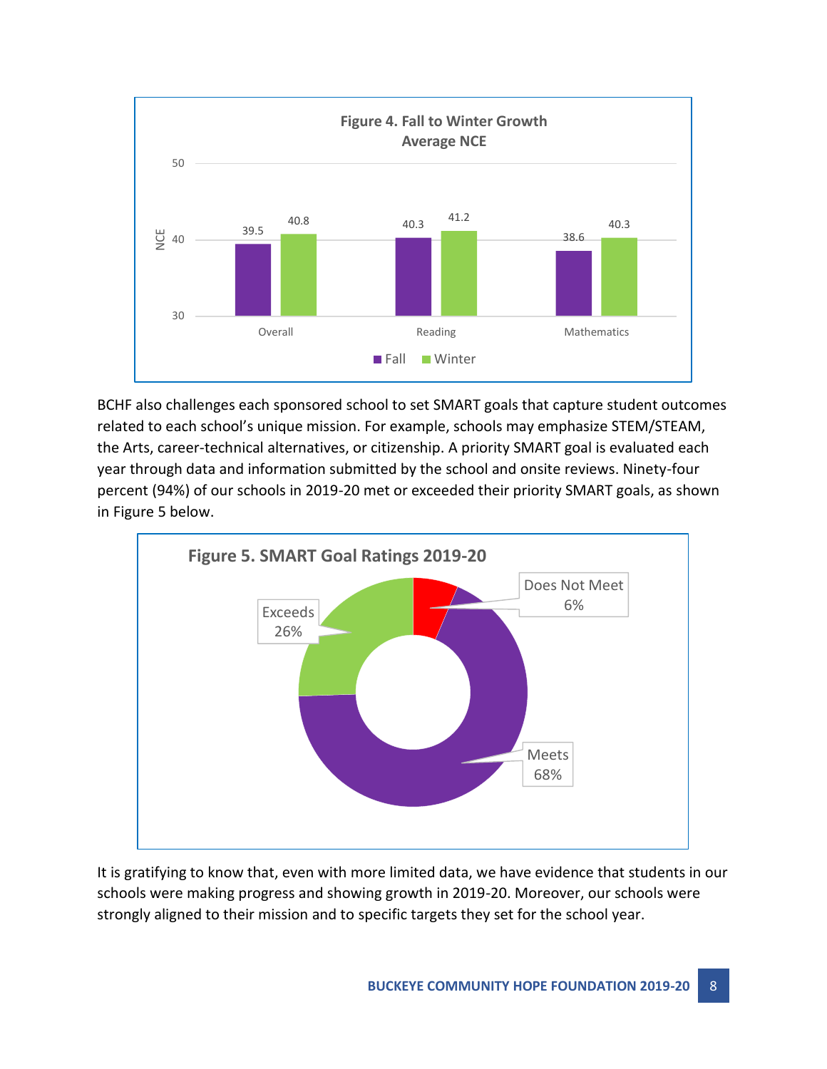**Figure 4. Fall to Winter Growth Average NCE**

| | Fall | Winter |
|---|---|---|
| Overall | 39.5 | 40.8 |
| Reading | 40.3 | 41.2 |
| Mathematics | 38.6 | 40.3 |

BCHF also challenges each sponsored school to set SMART goals that capture student outcomes related to each school's unique mission. For example, schools may emphasize STEM/STEAM, the Arts, career-technical alternatives, or citizenship. A priority SMART goal is evaluated each year through data and information submitted by the school and onsite reviews. Ninety-four percent (94%) of our schools in 2019-20 met or exceeded their priority SMART goals, as shown in Figure 5 below.

**Figure 5. SMART Goal Ratings 2019-20**

| Rating | Percent |
|---|---|
| Does Not Meet | 6% |
| Meets | 68% |
| Exceeds | 26% |

It is gratifying to know that, even with more limited data, we have evidence that students in our schools were making progress and showing growth in 2019-20. Moreover, our schools were strongly aligned to their mission and to specific targets they set for the school year.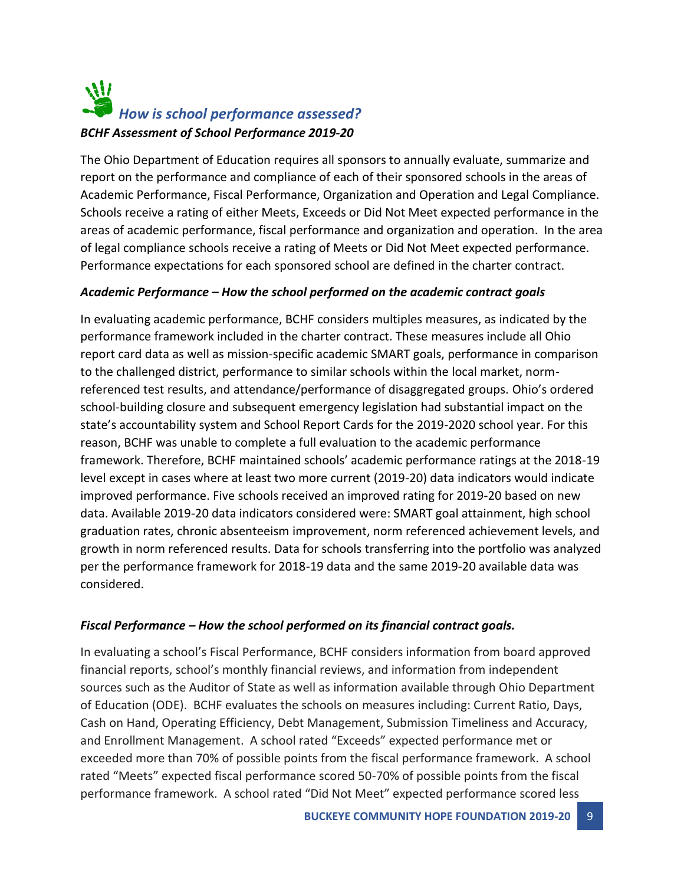## *How is school performance assessed?*

***BCHF Assessment of School Performance 2019-20***

The Ohio Department of Education requires all sponsors to annually evaluate, summarize and report on the performance and compliance of each of their sponsored schools in the areas of Academic Performance, Fiscal Performance, Organization and Operation and Legal Compliance. Schools receive a rating of either Meets, Exceeds or Did Not Meet expected performance in the areas of academic performance, fiscal performance and organization and operation. In the area of legal compliance schools receive a rating of Meets or Did Not Meet expected performance. Performance expectations for each sponsored school are defined in the charter contract.

***Academic Performance – How the school performed on the academic contract goals***

In evaluating academic performance, BCHF considers multiples measures, as indicated by the performance framework included in the charter contract. These measures include all Ohio report card data as well as mission-specific academic SMART goals, performance in comparison to the challenged district, performance to similar schools within the local market, norm-referenced test results, and attendance/performance of disaggregated groups. Ohio's ordered school-building closure and subsequent emergency legislation had substantial impact on the state's accountability system and School Report Cards for the 2019-2020 school year. For this reason, BCHF was unable to complete a full evaluation to the academic performance framework. Therefore, BCHF maintained schools' academic performance ratings at the 2018-19 level except in cases where at least two more current (2019-20) data indicators would indicate improved performance. Five schools received an improved rating for 2019-20 based on new data. Available 2019-20 data indicators considered were: SMART goal attainment, high school graduation rates, chronic absenteeism improvement, norm referenced achievement levels, and growth in norm referenced results. Data for schools transferring into the portfolio was analyzed per the performance framework for 2018-19 data and the same 2019-20 available data was considered.

***Fiscal Performance – How the school performed on its financial contract goals.***

In evaluating a school's Fiscal Performance, BCHF considers information from board approved financial reports, school's monthly financial reviews, and information from independent sources such as the Auditor of State as well as information available through Ohio Department of Education (ODE). BCHF evaluates the schools on measures including: Current Ratio, Days, Cash on Hand, Operating Efficiency, Debt Management, Submission Timeliness and Accuracy, and Enrollment Management. A school rated "Exceeds" expected performance met or exceeded more than 70% of possible points from the fiscal performance framework. A school rated "Meets" expected fiscal performance scored 50-70% of possible points from the fiscal performance framework. A school rated "Did Not Meet" expected performance scored less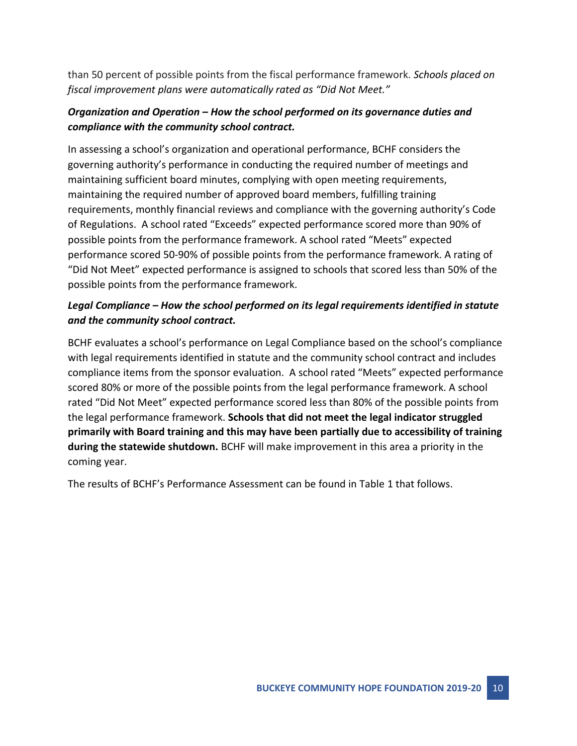than 50 percent of possible points from the fiscal performance framework. *Schools placed on fiscal improvement plans were automatically rated as "Did Not Meet."*

***Organization and Operation – How the school performed on its governance duties and compliance with the community school contract.***

In assessing a school's organization and operational performance, BCHF considers the governing authority's performance in conducting the required number of meetings and maintaining sufficient board minutes, complying with open meeting requirements, maintaining the required number of approved board members, fulfilling training requirements, monthly financial reviews and compliance with the governing authority's Code of Regulations. A school rated "Exceeds" expected performance scored more than 90% of possible points from the performance framework. A school rated "Meets" expected performance scored 50-90% of possible points from the performance framework. A rating of "Did Not Meet" expected performance is assigned to schools that scored less than 50% of the possible points from the performance framework.

***Legal Compliance – How the school performed on its legal requirements identified in statute and the community school contract.***

BCHF evaluates a school's performance on Legal Compliance based on the school's compliance with legal requirements identified in statute and the community school contract and includes compliance items from the sponsor evaluation. A school rated "Meets" expected performance scored 80% or more of the possible points from the legal performance framework. A school rated "Did Not Meet" expected performance scored less than 80% of the possible points from the legal performance framework. **Schools that did not meet the legal indicator struggled primarily with Board training and this may have been partially due to accessibility of training during the statewide shutdown.** BCHF will make improvement in this area a priority in the coming year.

The results of BCHF's Performance Assessment can be found in Table 1 that follows.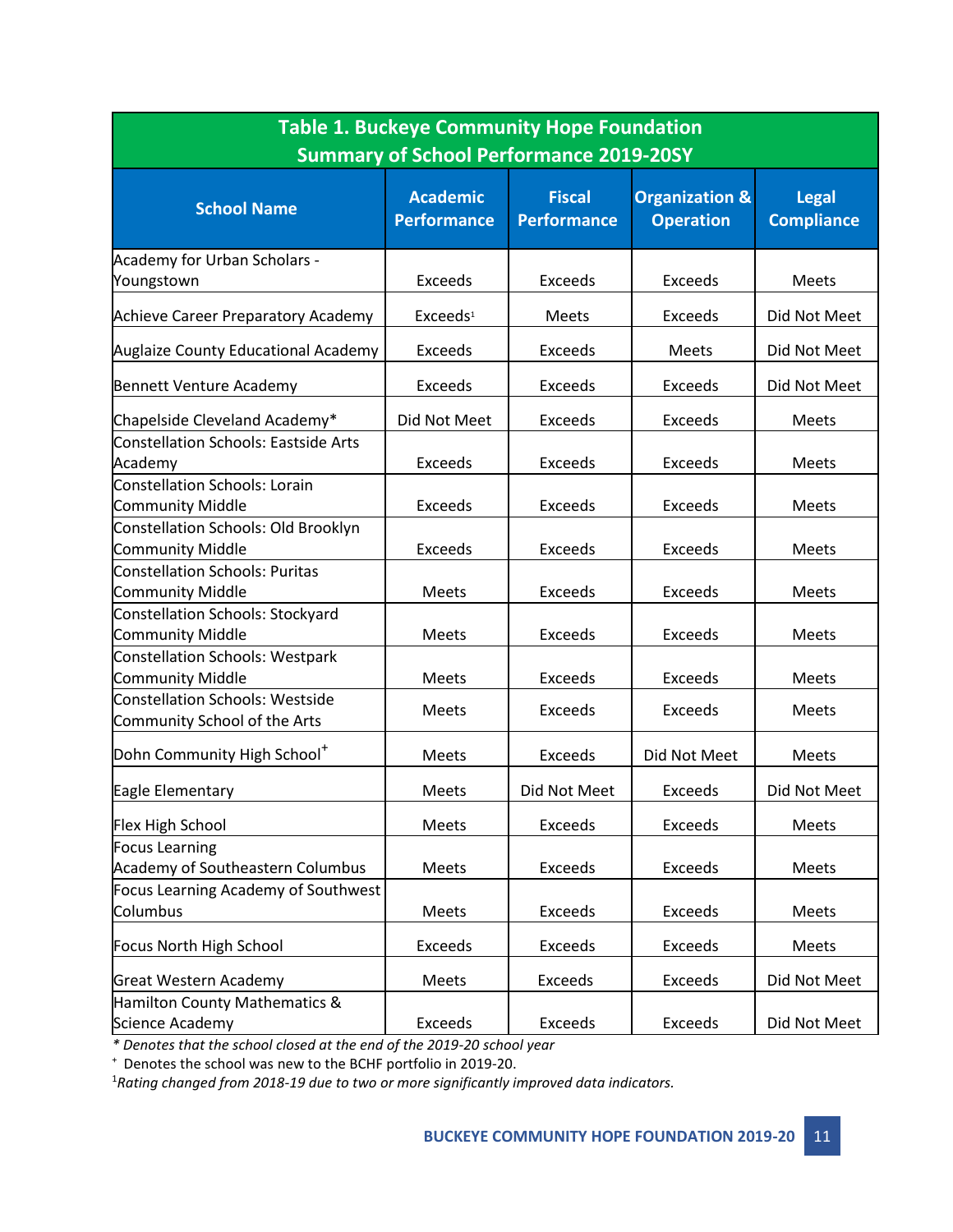| Table 1. Buckeye Community Hope Foundation Summary of School Performance 2019-20SY | | | | |
|---|---|---|---|---|
| **School Name** | **Academic Performance** | **Fiscal Performance** | **Organization & Operation** | **Legal Compliance** |
| Academy for Urban Scholars - Youngstown | Exceeds | Exceeds | Exceeds | Meets |
| Achieve Career Preparatory Academy | Exceeds[1] | Meets | Exceeds | Did Not Meet |
| Auglaize County Educational Academy | Exceeds | Exceeds | Meets | Did Not Meet |
| Bennett Venture Academy | Exceeds | Exceeds | Exceeds | Did Not Meet |
| Chapelside Cleveland Academy* | Did Not Meet | Exceeds | Exceeds | Meets |
| Constellation Schools: Eastside Arts Academy | Exceeds | Exceeds | Exceeds | Meets |
| Constellation Schools: Lorain Community Middle | Exceeds | Exceeds | Exceeds | Meets |
| Constellation Schools: Old Brooklyn Community Middle | Exceeds | Exceeds | Exceeds | Meets |
| Constellation Schools: Puritas Community Middle | Meets | Exceeds | Exceeds | Meets |
| Constellation Schools: Stockyard Community Middle | Meets | Exceeds | Exceeds | Meets |
| Constellation Schools: Westpark Community Middle | Meets | Exceeds | Exceeds | Meets |
| Constellation Schools: Westside Community School of the Arts | Meets | Exceeds | Exceeds | Meets |
| Dohn Community High School+ | Meets | Exceeds | Did Not Meet | Meets |
| Eagle Elementary | Meets | Did Not Meet | Exceeds | Did Not Meet |
| Flex High School | Meets | Exceeds | Exceeds | Meets |
| Focus Learning Academy of Southeastern Columbus | Meets | Exceeds | Exceeds | Meets |
| Focus Learning Academy of Southwest Columbus | Meets | Exceeds | Exceeds | Meets |
| Focus North High School | Exceeds | Exceeds | Exceeds | Meets |
| Great Western Academy | Meets | Exceeds | Exceeds | Did Not Meet |
| Hamilton County Mathematics & Science Academy | Exceeds | Exceeds | Exceeds | Did Not Meet |

*\* Denotes that the school closed at the end of the 2019-20 school year*

+ Denotes the school was new to the BCHF portfolio in 2019-20.

[1]*Rating changed from 2018-19 due to two or more significantly improved data indicators.*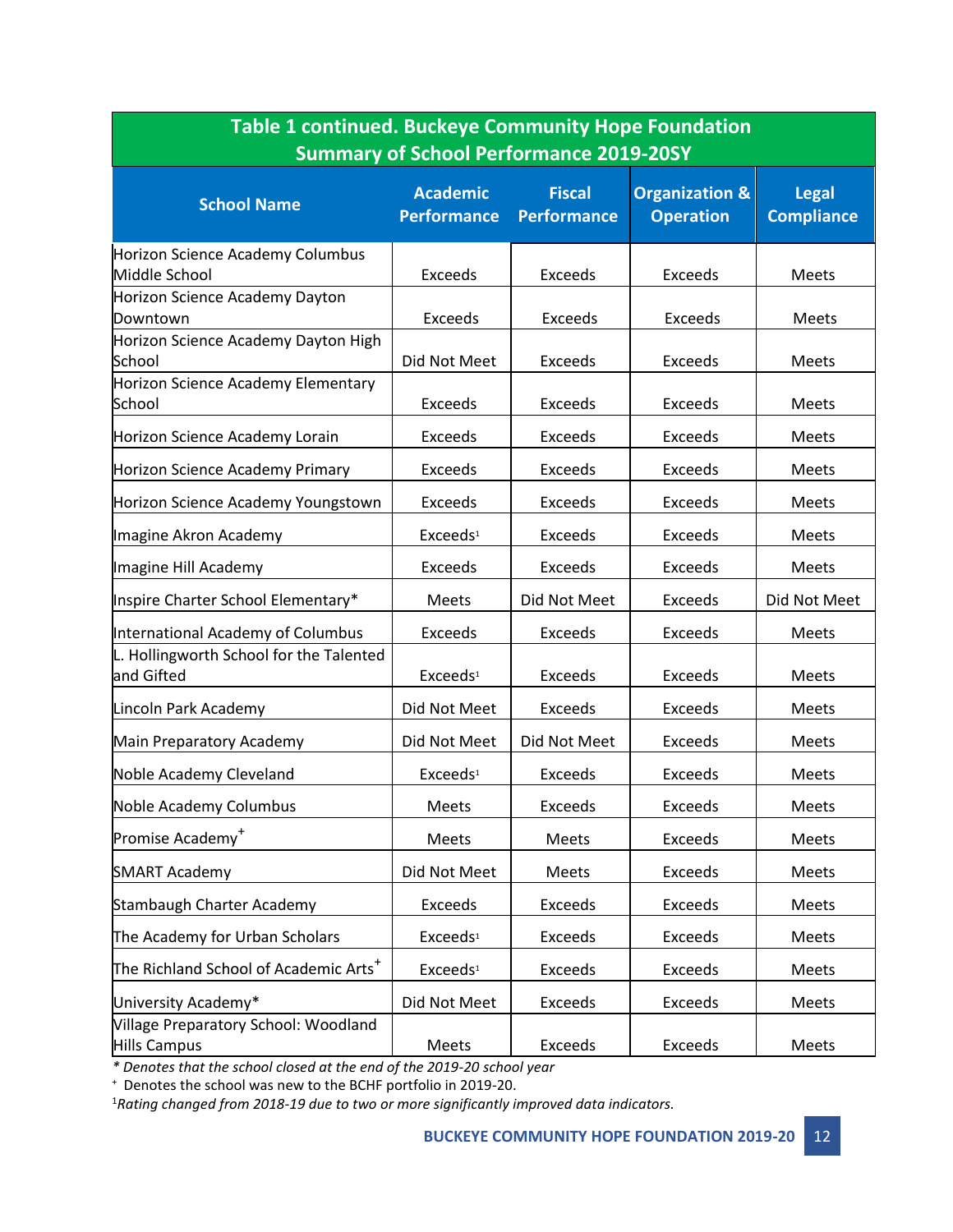**Table 1 continued. Buckeye Community Hope Foundation Summary of School Performance 2019-20SY**

| School Name | Academic Performance | Fiscal Performance | Organization & Operation | Legal Compliance |
|---|---|---|---|---|
| Horizon Science Academy Columbus Middle School | Exceeds | Exceeds | Exceeds | Meets |
| Horizon Science Academy Dayton Downtown | Exceeds | Exceeds | Exceeds | Meets |
| Horizon Science Academy Dayton High School | Did Not Meet | Exceeds | Exceeds | Meets |
| Horizon Science Academy Elementary School | Exceeds | Exceeds | Exceeds | Meets |
| Horizon Science Academy Lorain | Exceeds | Exceeds | Exceeds | Meets |
| Horizon Science Academy Primary | Exceeds | Exceeds | Exceeds | Meets |
| Horizon Science Academy Youngstown | Exceeds | Exceeds | Exceeds | Meets |
| Imagine Akron Academy | Exceeds[1] | Exceeds | Exceeds | Meets |
| Imagine Hill Academy | Exceeds | Exceeds | Exceeds | Meets |
| Inspire Charter School Elementary* | Meets | Did Not Meet | Exceeds | Did Not Meet |
| International Academy of Columbus | Exceeds | Exceeds | Exceeds | Meets |
| L. Hollingworth School for the Talented and Gifted | Exceeds[1] | Exceeds | Exceeds | Meets |
| Lincoln Park Academy | Did Not Meet | Exceeds | Exceeds | Meets |
| Main Preparatory Academy | Did Not Meet | Did Not Meet | Exceeds | Meets |
| Noble Academy Cleveland | Exceeds[1] | Exceeds | Exceeds | Meets |
| Noble Academy Columbus | Meets | Exceeds | Exceeds | Meets |
| Promise Academy+ | Meets | Meets | Exceeds | Meets |
| SMART Academy | Did Not Meet | Meets | Exceeds | Meets |
| Stambaugh Charter Academy | Exceeds | Exceeds | Exceeds | Meets |
| The Academy for Urban Scholars | Exceeds[1] | Exceeds | Exceeds | Meets |
| The Richland School of Academic Arts+ | Exceeds[1] | Exceeds | Exceeds | Meets |
| University Academy* | Did Not Meet | Exceeds | Exceeds | Meets |
| Village Preparatory School: Woodland Hills Campus | Meets | Exceeds | Exceeds | Meets |

*\* Denotes that the school closed at the end of the 2019-20 school year*

+ Denotes the school was new to the BCHF portfolio in 2019-20.

[1]*Rating changed from 2018-19 due to two or more significantly improved data indicators.*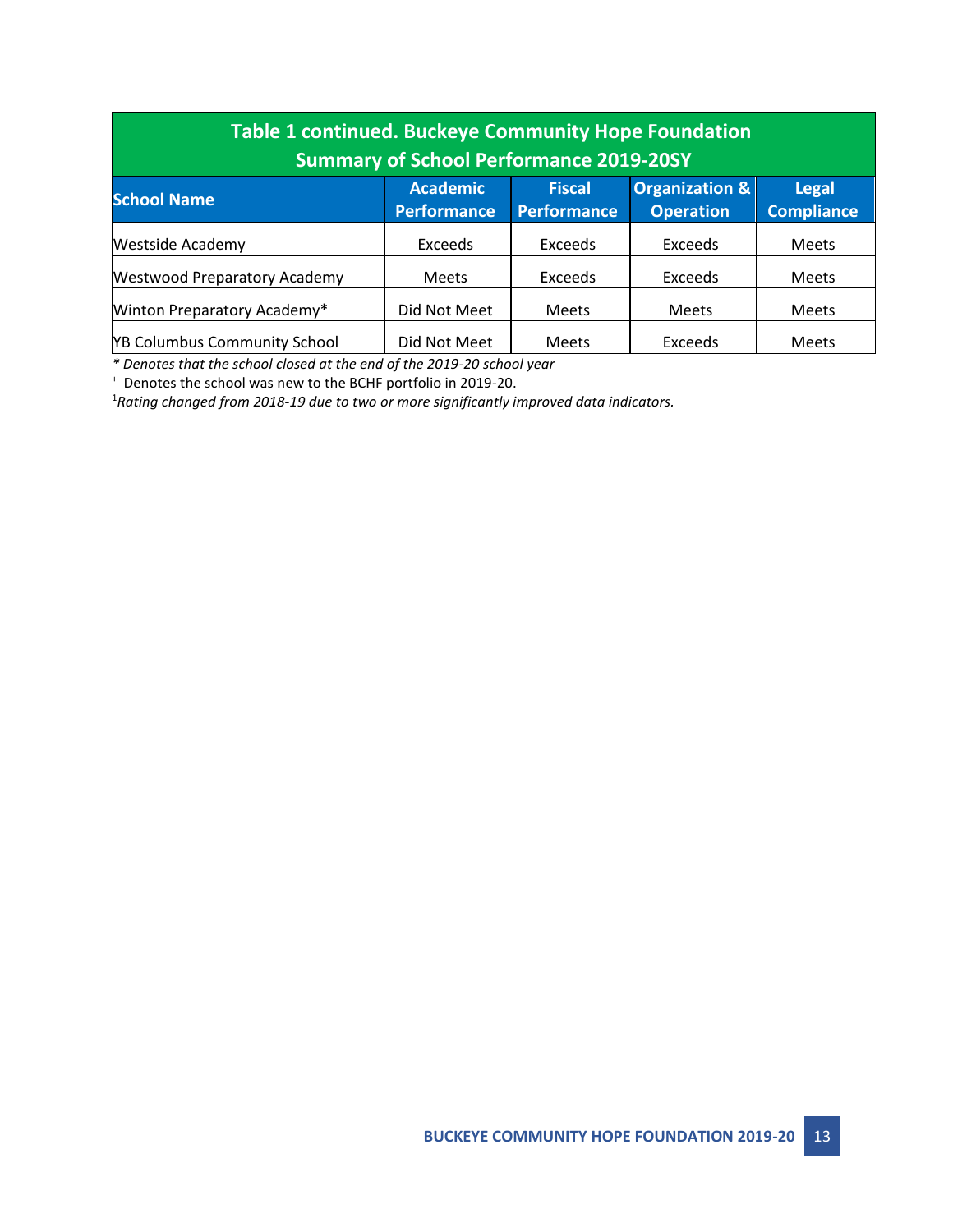| Table 1 continued. Buckeye Community Hope Foundation Summary of School Performance 2019-20SY | | | | |
|---|---|---|---|---|
| **School Name** | **Academic Performance** | **Fiscal Performance** | **Organization & Operation** | **Legal Compliance** |
| Westside Academy | Exceeds | Exceeds | Exceeds | Meets |
| Westwood Preparatory Academy | Meets | Exceeds | Exceeds | Meets |
| Winton Preparatory Academy* | Did Not Meet | Meets | Meets | Meets |
| YB Columbus Community School | Did Not Meet | Meets | Exceeds | Meets |

*\* Denotes that the school closed at the end of the 2019-20 school year*

[+] Denotes the school was new to the BCHF portfolio in 2019-20.

[1]*Rating changed from 2018-19 due to two or more significantly improved data indicators.*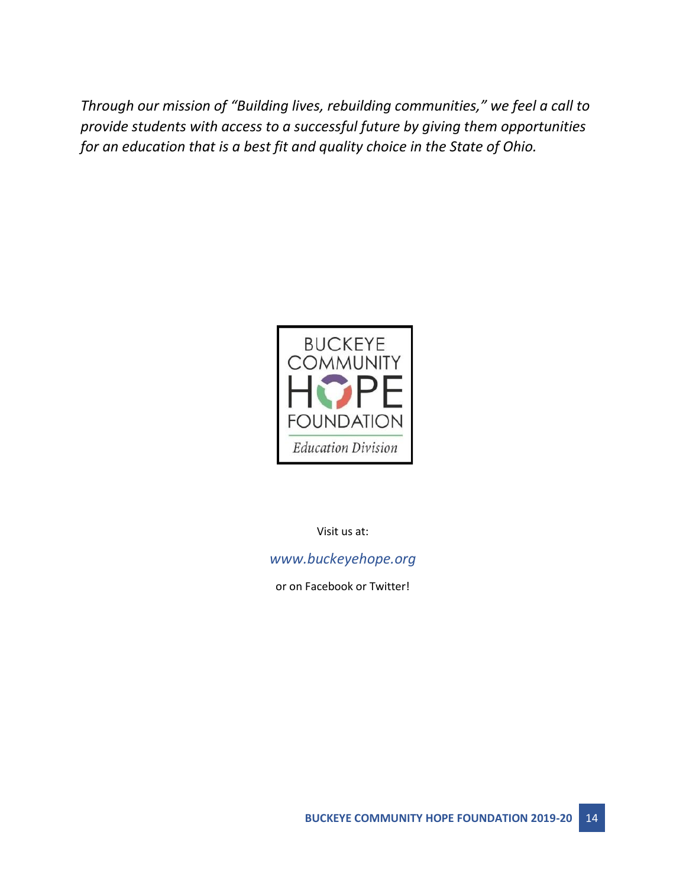*Through our mission of "Building lives, rebuilding communities," we feel a call to provide students with access to a successful future by giving them opportunities for an education that is a best fit and quality choice in the State of Ohio.*

BUCKEYE COMMUNITY HOPE FOUNDATION

*Education Division*

Visit us at:

*www.buckeyehope.org*

or on Facebook or Twitter!